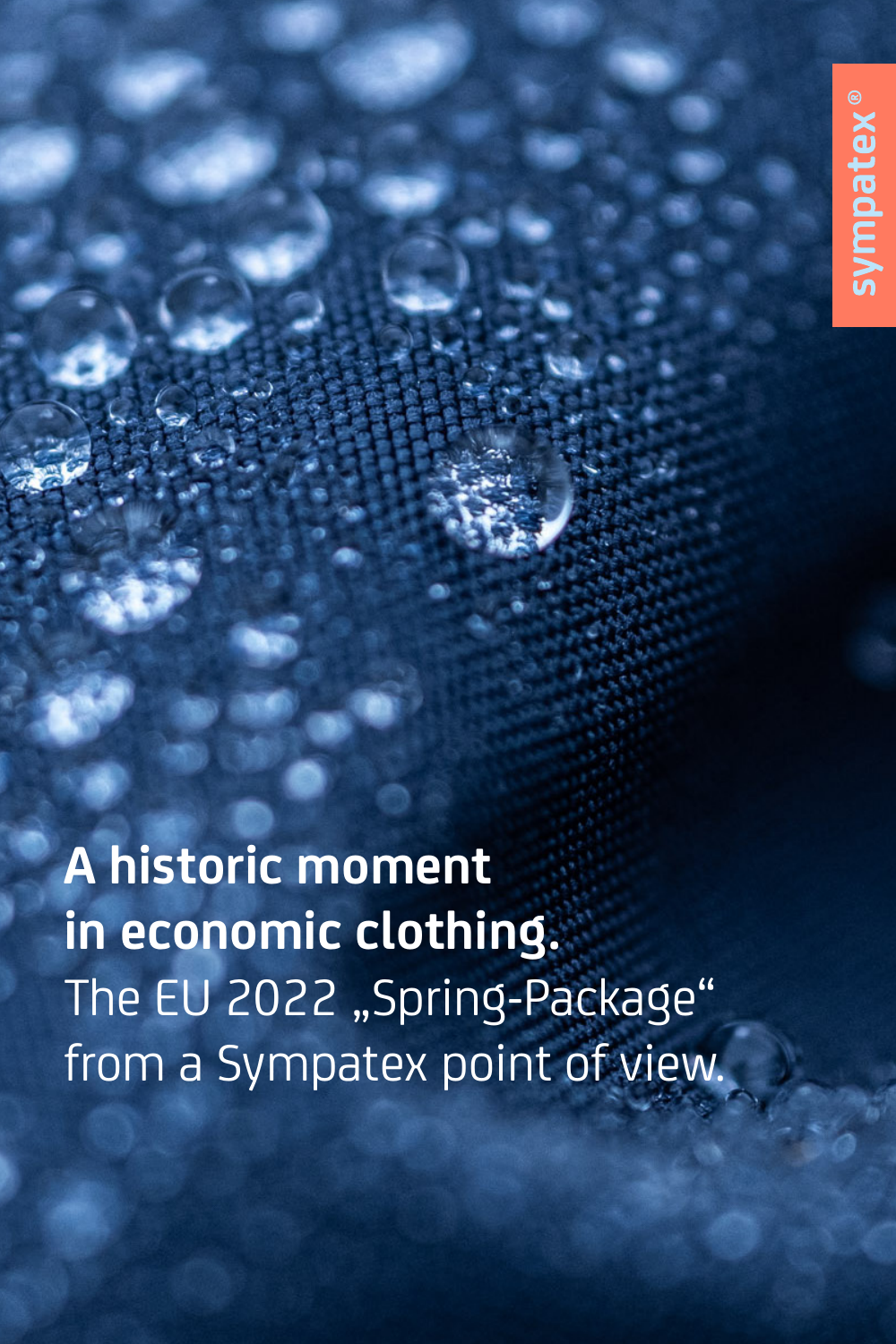sympatex®

# A historic moment in economic clothing.

The EU 2022 „Spring-Package“ from a Sympatex point of view.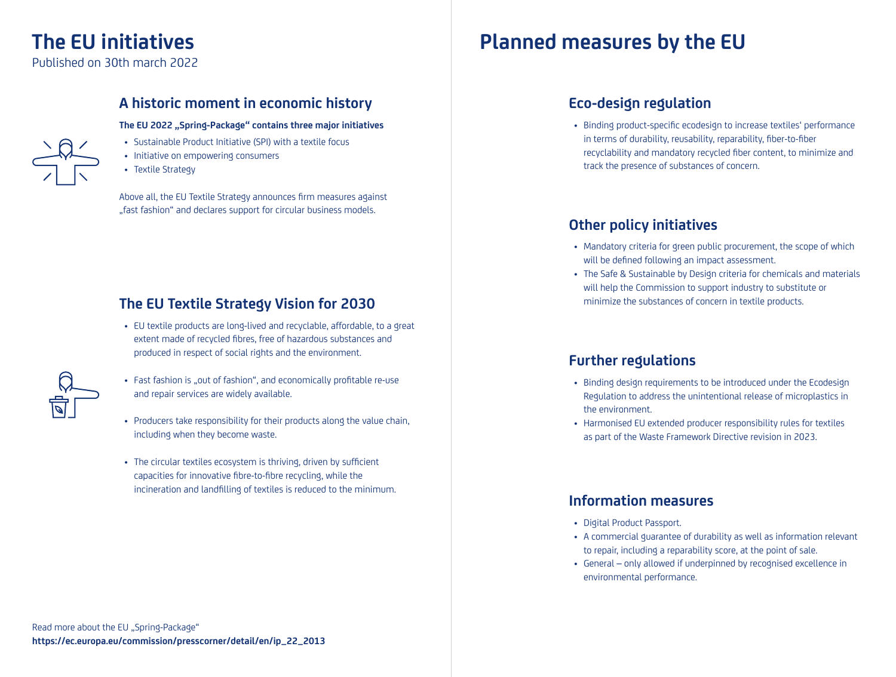# The EU initiatives

Published on 30th march 2022

## A historic moment in economic history

**The EU 2022 „Spring-Package“ contains three major initiatives**

- Sustainable Product Initiative (SPI) with a textile focus
- Initiative on empowering consumers
- Textile Strategy

Above all, the EU Textile Strategy announces firm measures against „fast fashion“ and declares support for circular business models.

## The EU Textile Strategy Vision for 2030

- EU textile products are long-lived and recyclable, affordable, to a great extent made of recycled fibres, free of hazardous substances and produced in respect of social rights and the environment.
- Fast fashion is „out of fashion“, and economically profitable re-use and repair services are widely available.
- Producers take responsibility for their products along the value chain, including when they become waste.
- The circular textiles ecosystem is thriving, driven by sufficient capacities for innovative fibre-to-fibre recycling, while the incineration and landfilling of textiles is reduced to the minimum.

Read more about the EU „Spring-Package“
**https://ec.europa.eu/commission/presscorner/detail/en/ip_22_2013**

# Planned measures by the EU

## Eco-design regulation

- Binding product-specific ecodesign to increase textiles‘ performance in terms of durability, reusability, reparability, fiber-to-fiber recyclability and mandatory recycled fiber content, to minimize and track the presence of substances of concern.

## Other policy initiatives

- Mandatory criteria for green public procurement, the scope of which will be defined following an impact assessment.
- The Safe & Sustainable by Design criteria for chemicals and materials will help the Commission to support industry to substitute or minimize the substances of concern in textile products.

## Further regulations

- Binding design requirements to be introduced under the Ecodesign Regulation to address the unintentional release of microplastics in the environment.
- Harmonised EU extended producer responsibility rules for textiles as part of the Waste Framework Directive revision in 2023.

## Information measures

- Digital Product Passport.
- A commercial guarantee of durability as well as information relevant to repair, including a reparability score, at the point of sale.
- General – only allowed if underpinned by recognised excellence in environmental performance.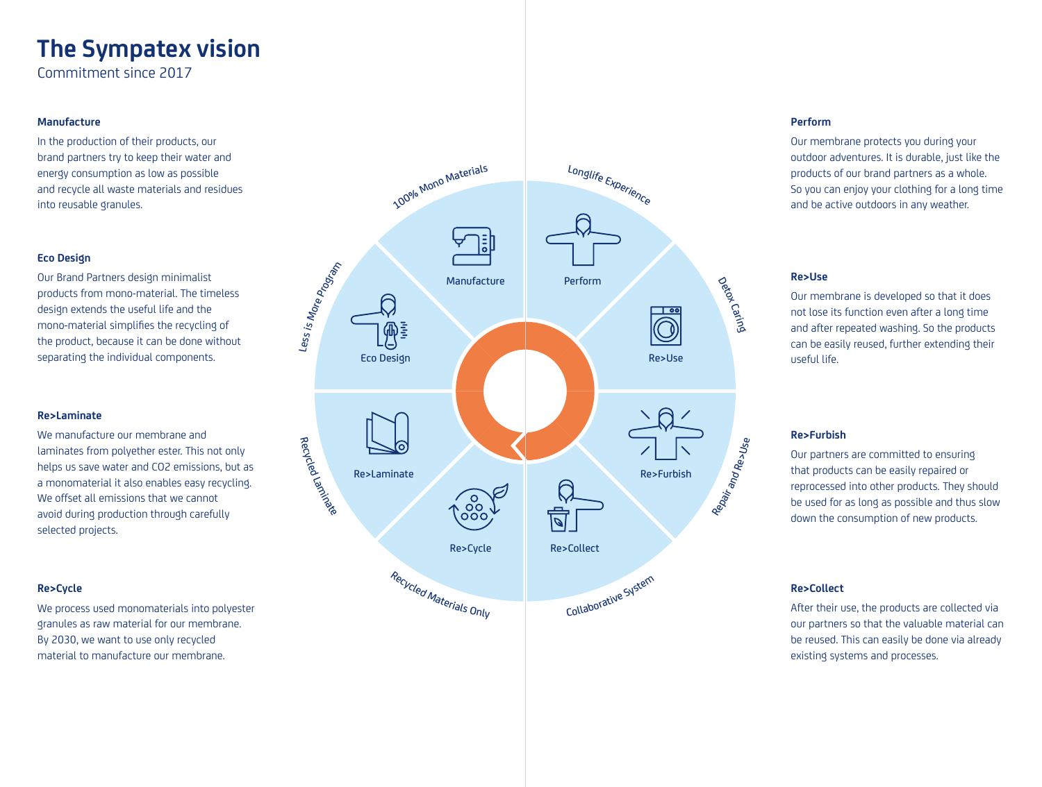# The Sympatex vision

Commitment since 2017

**Manufacture**

In the production of their products, our brand partners try to keep their water and energy consumption as low as possible and recycle all waste materials and residues into reusable granules.

**Eco Design**

Our Brand Partners design minimalist products from mono-material. The timeless design extends the useful life and the mono-material simplifies the recycling of the product, because it can be done without separating the individual components.

**Re>Laminate**

We manufacture our membrane and laminates from polyether ester. This not only helps us save water and CO2 emissions, but as a monomaterial it also enables easy recycling. We offset all emissions that we cannot avoid during production through carefully selected projects.

**Re>Cycle**

We process used monomaterials into polyester granules as raw material for our membrane. By 2030, we want to use only recycled material to manufacture our membrane.

100% Mono Materials — Manufacture

Longlife Experience — Perform

Detox Caring — Re>Use

Repair and Re>Use — Re>Furbish

Collaborative System — Re>Collect

Recycled Materials Only — Re>Cycle

Recycled Laminate — Re>Laminate

Less is More Program — Eco Design

**Perform**

Our membrane protects you during your outdoor adventures. It is durable, just like the products of our brand partners as a whole. So you can enjoy your clothing for a long time and be active outdoors in any weather.

**Re>Use**

Our membrane is developed so that it does not lose its function even after a long time and after repeated washing. So the products can be easily reused, further extending their useful life.

**Re>Furbish**

Our partners are committed to ensuring that products can be easily repaired or reprocessed into other products. They should be used for as long as possible and thus slow down the consumption of new products.

**Re>Collect**

After their use, the products are collected via our partners so that the valuable material can be reused. This can easily be done via already existing systems and processes.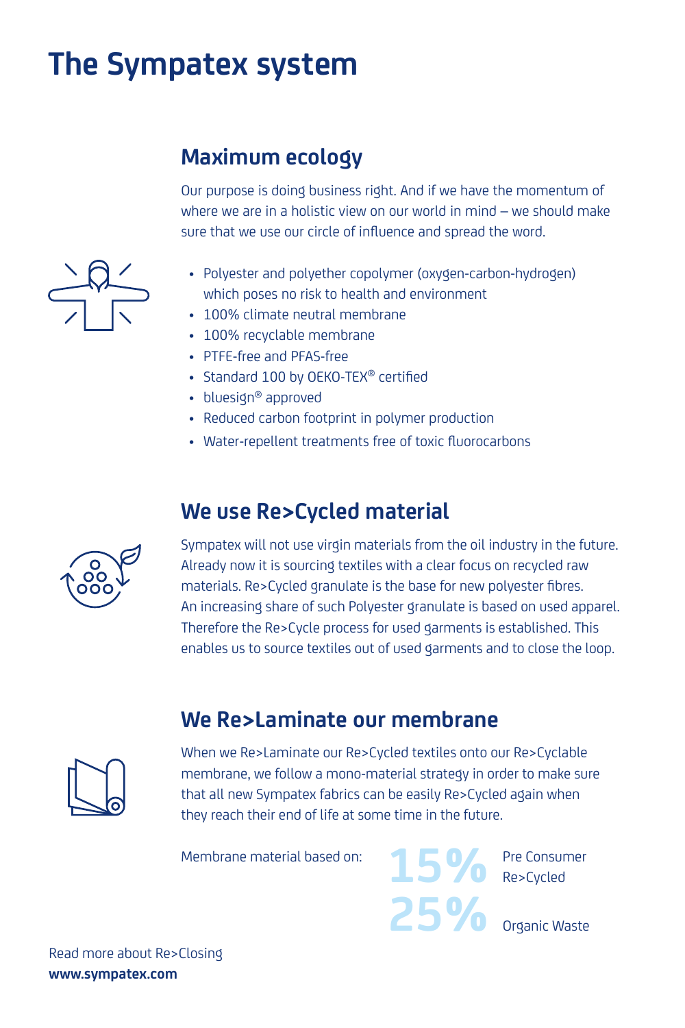# The Sympatex system

## Maximum ecology

Our purpose is doing business right. And if we have the momentum of where we are in a holistic view on our world in mind – we should make sure that we use our circle of influence and spread the word.

- Polyester and polyether copolymer (oxygen-carbon-hydrogen) which poses no risk to health and environment
- 100% climate neutral membrane
- 100% recyclable membrane
- PTFE-free and PFAS-free
- Standard 100 by OEKO-TEX® certified
- bluesign® approved
- Reduced carbon footprint in polymer production
- Water-repellent treatments free of toxic fluorocarbons

## We use Re>Cycled material

Sympatex will not use virgin materials from the oil industry in the future. Already now it is sourcing textiles with a clear focus on recycled raw materials. Re>Cycled granulate is the base for new polyester fibres. An increasing share of such Polyester granulate is based on used apparel. Therefore the Re>Cycle process for used garments is established. This enables us to source textiles out of used garments and to close the loop.

## We Re>Laminate our membrane

When we Re>Laminate our Re>Cycled textiles onto our Re>Cyclable membrane, we follow a mono-material strategy in order to make sure that all new Sympatex fabrics can be easily Re>Cycled again when they reach their end of life at some time in the future.

Membrane material based on:

15% Pre Consumer Re>Cycled

25% Organic Waste

Read more about Re>Closing
**www.sympatex.com**